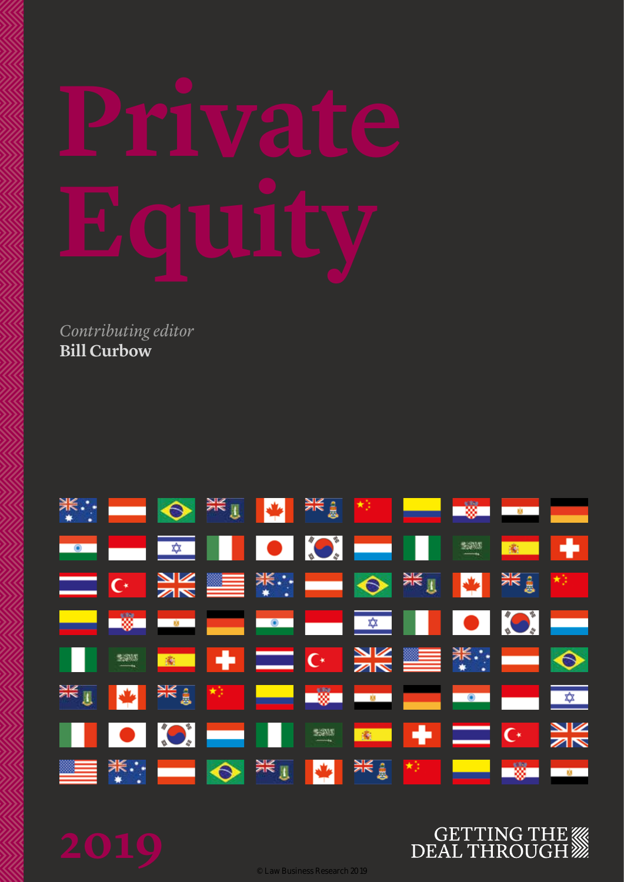# Private Equity

*Contributing editor*
**Bill Curbow**

2019

GETTING THE DEAL THROUGH

© Law Business Research 2019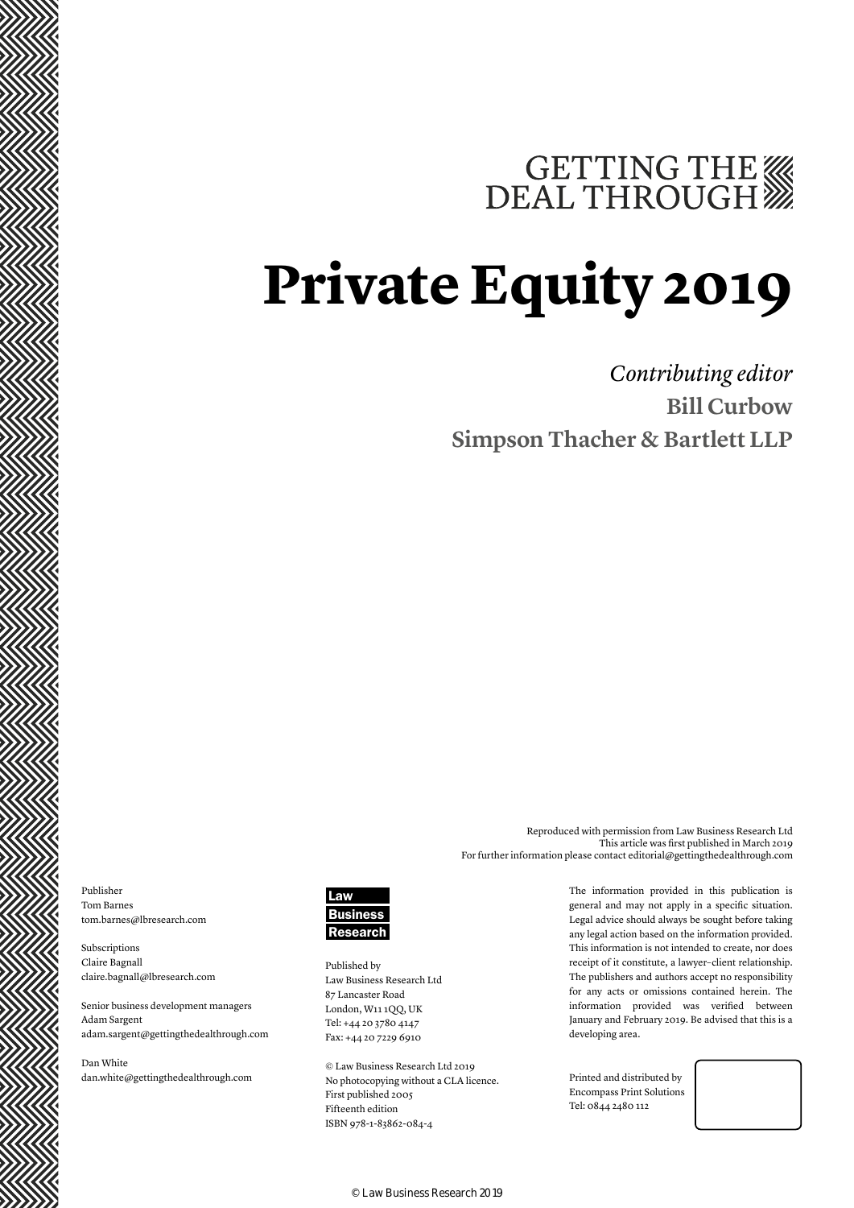GETTING THE DEAL THROUGH

# Private Equity 2019

*Contributing editor*

**Bill Curbow**

**Simpson Thacher & Bartlett LLP**

Reproduced with permission from Law Business Research Ltd
This article was first published in March 2019
For further information please contact editorial@gettingthedealthrough.com

Publisher
Tom Barnes
tom.barnes@lbresearch.com

Subscriptions
Claire Bagnall
claire.bagnall@lbresearch.com

Senior business development managers
Adam Sargent
adam.sargent@gettingthedealthrough.com

Dan White
dan.white@gettingthedealthrough.com

Law Business Research

Published by
Law Business Research Ltd
87 Lancaster Road
London, W11 1QQ, UK
Tel: +44 20 3780 4147
Fax: +44 20 7229 6910

© Law Business Research Ltd 2019
No photocopying without a CLA licence.
First published 2005
Fifteenth edition
ISBN 978-1-83862-084-4

The information provided in this publication is general and may not apply in a specific situation. Legal advice should always be sought before taking any legal action based on the information provided. This information is not intended to create, nor does receipt of it constitute, a lawyer–client relationship. The publishers and authors accept no responsibility for any acts or omissions contained herein. The information provided was verified between January and February 2019. Be advised that this is a developing area.

Printed and distributed by
Encompass Print Solutions
Tel: 0844 2480 112

© Law Business Research 2019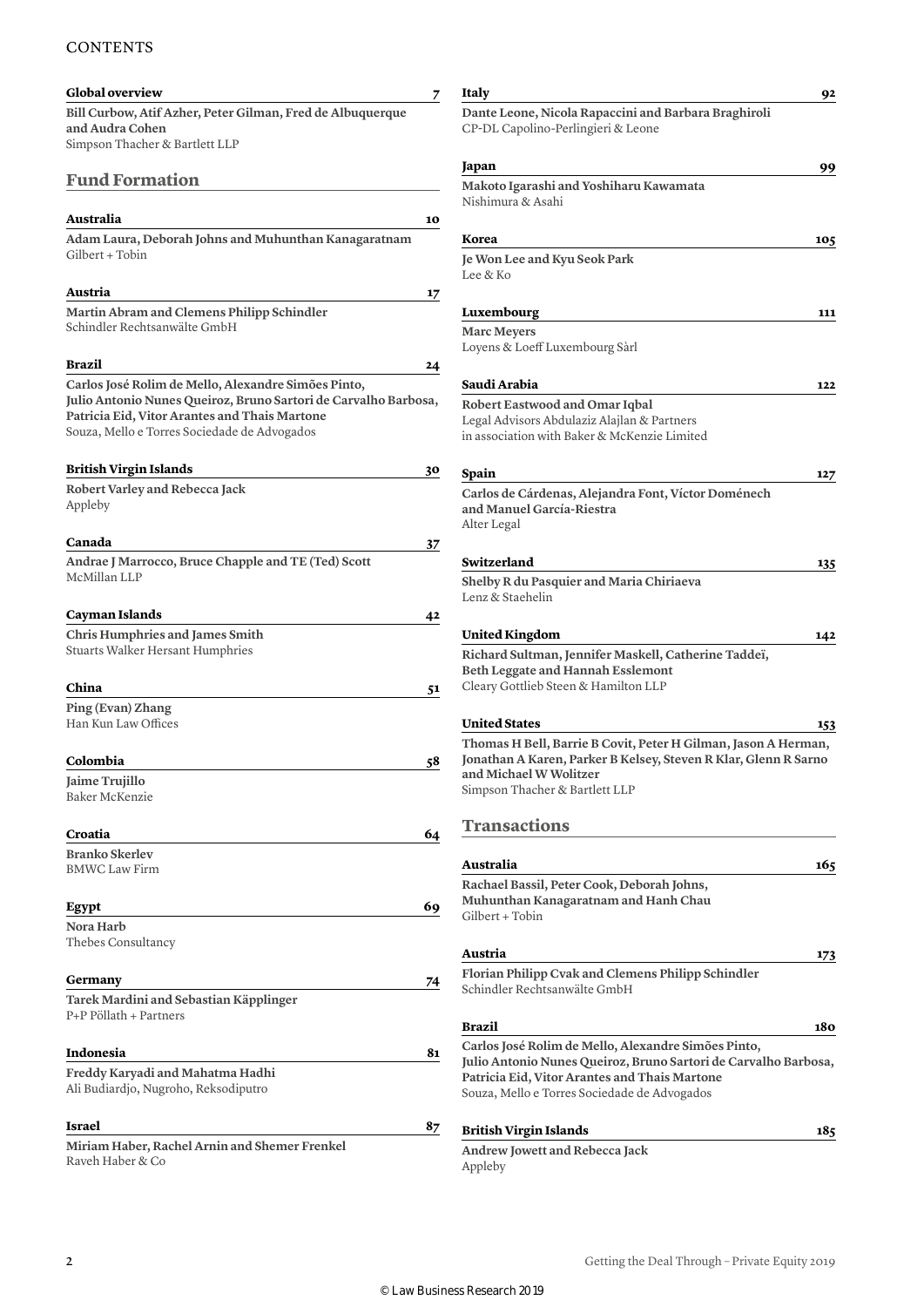# CONTENTS

**Global overview** 7

**Bill Curbow, Atif Azher, Peter Gilman, Fred de Albuquerque and Audra Cohen**
Simpson Thacher & Bartlett LLP

## Fund Formation

**Australia** 10

**Adam Laura, Deborah Johns and Muhunthan Kanagaratnam**
Gilbert + Tobin

**Austria** 17

**Martin Abram and Clemens Philipp Schindler**
Schindler Rechtsanwälte GmbH

**Brazil** 24

**Carlos José Rolim de Mello, Alexandre Simões Pinto, Julio Antonio Nunes Queiroz, Bruno Sartori de Carvalho Barbosa, Patricia Eid, Vitor Arantes and Thais Martone**
Souza, Mello e Torres Sociedade de Advogados

**British Virgin Islands** 30

**Robert Varley and Rebecca Jack**
Appleby

**Canada** 37

**Andrae J Marrocco, Bruce Chapple and TE (Ted) Scott**
McMillan LLP

**Cayman Islands** 42

**Chris Humphries and James Smith**
Stuarts Walker Hersant Humphries

**China** 51

**Ping (Evan) Zhang**
Han Kun Law Offices

**Colombia** 58

**Jaime Trujillo**
Baker McKenzie

**Croatia** 64

**Branko Skerlev**
BMWC Law Firm

**Egypt** 69

**Nora Harb**
Thebes Consultancy

**Germany** 74

**Tarek Mardini and Sebastian Käpplinger**
P+P Pöllath + Partners

**Indonesia** 81

**Freddy Karyadi and Mahatma Hadhi**
Ali Budiardjo, Nugroho, Reksodiputro

**Israel** 87

**Miriam Haber, Rachel Arnin and Shemer Frenkel**
Raveh Haber & Co

**Italy** 92

**Dante Leone, Nicola Rapaccini and Barbara Braghiroli**
CP-DL Capolino-Perlingieri & Leone

**Japan** 99

**Makoto Igarashi and Yoshiharu Kawamata**
Nishimura & Asahi

**Korea** 105

**Je Won Lee and Kyu Seok Park**
Lee & Ko

**Luxembourg** 111

**Marc Meyers**
Loyens & Loeff Luxembourg Sàrl

**Saudi Arabia** 122

**Robert Eastwood and Omar Iqbal**
Legal Advisors Abdulaziz Alajlan & Partners in association with Baker & McKenzie Limited

**Spain** 127

**Carlos de Cárdenas, Alejandra Font, Víctor Doménech and Manuel García-Riestra**
Alter Legal

**Switzerland** 135

**Shelby R du Pasquier and Maria Chiriaeva**
Lenz & Staehelin

**United Kingdom** 142

**Richard Sultman, Jennifer Maskell, Catherine Taddeï, Beth Leggate and Hannah Esslemont**
Cleary Gottlieb Steen & Hamilton LLP

**United States** 153

**Thomas H Bell, Barrie B Covit, Peter H Gilman, Jason A Herman, Jonathan A Karen, Parker B Kelsey, Steven R Klar, Glenn R Sarno and Michael W Wolitzer**
Simpson Thacher & Bartlett LLP

## Transactions

**Australia** 165

**Rachael Bassil, Peter Cook, Deborah Johns, Muhunthan Kanagaratnam and Hanh Chau**
Gilbert + Tobin

**Austria** 173

**Florian Philipp Cvak and Clemens Philipp Schindler**
Schindler Rechtsanwälte GmbH

**Brazil** 180

**Carlos José Rolim de Mello, Alexandre Simões Pinto, Julio Antonio Nunes Queiroz, Bruno Sartori de Carvalho Barbosa, Patricia Eid, Vitor Arantes and Thais Martone**
Souza, Mello e Torres Sociedade de Advogados

**British Virgin Islands** 185

**Andrew Jowett and Rebecca Jack**
Appleby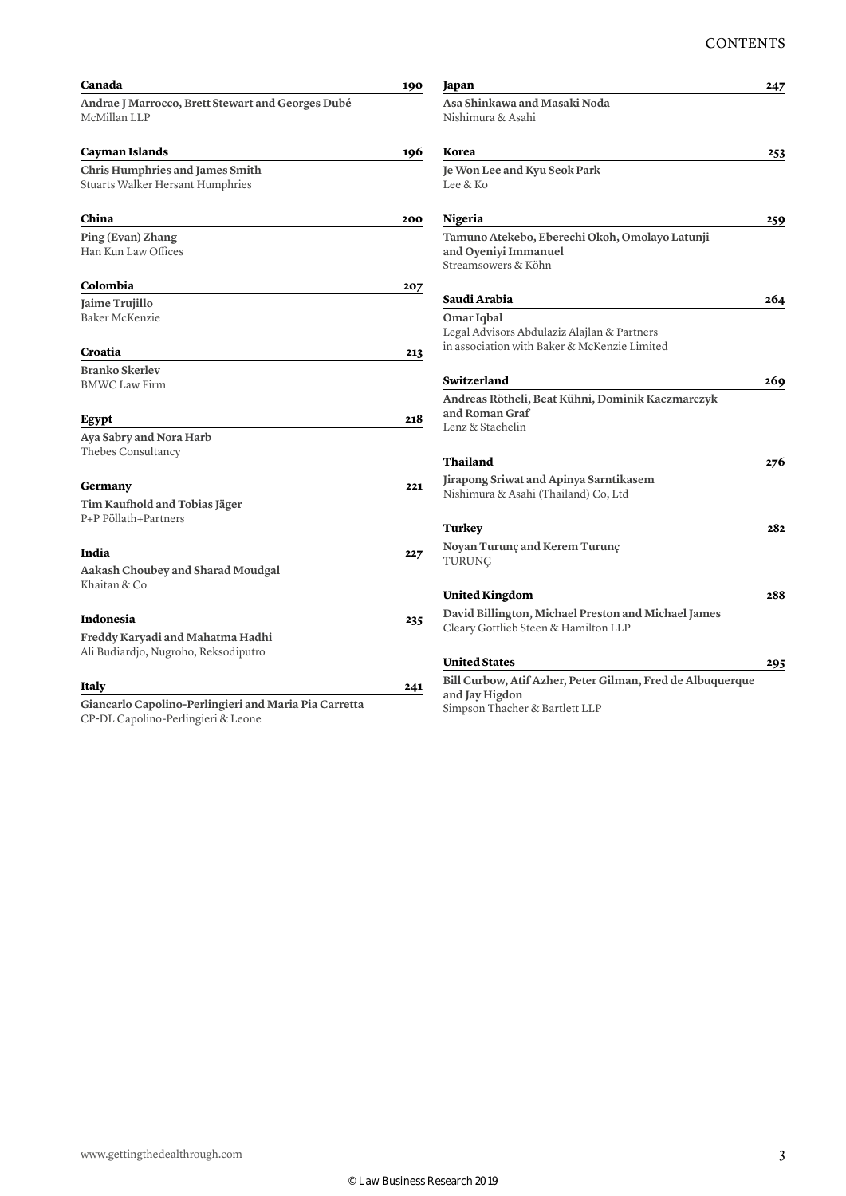**Canada** 190

**Andrae J Marrocco, Brett Stewart and Georges Dubé**
McMillan LLP

**Cayman Islands** 196

**Chris Humphries and James Smith**
Stuarts Walker Hersant Humphries

**China** 200

**Ping (Evan) Zhang**
Han Kun Law Offices

**Colombia** 207

**Jaime Trujillo**
Baker McKenzie

**Croatia** 213

**Branko Skerlev**
BMWC Law Firm

**Egypt** 218

**Aya Sabry and Nora Harb**
Thebes Consultancy

**Germany** 221

**Tim Kaufhold and Tobias Jäger**
P+P Pöllath+Partners

**India** 227

**Aakash Choubey and Sharad Moudgal**
Khaitan & Co

**Indonesia** 235

**Freddy Karyadi and Mahatma Hadhi**
Ali Budiardjo, Nugroho, Reksodiputro

**Italy** 241

**Giancarlo Capolino-Perlingieri and Maria Pia Carretta**
CP-DL Capolino-Perlingieri & Leone

**Japan** 247

**Asa Shinkawa and Masaki Noda**
Nishimura & Asahi

**Korea** 253

**Je Won Lee and Kyu Seok Park**
Lee & Ko

**Nigeria** 259

**Tamuno Atekebo, Eberechi Okoh, Omolayo Latunji and Oyeniyi Immanuel**
Streamsowers & Köhn

**Saudi Arabia** 264

**Omar Iqbal**
Legal Advisors Abdulaziz Alajlan & Partners in association with Baker & McKenzie Limited

**Switzerland** 269

**Andreas Rötheli, Beat Kühni, Dominik Kaczmarczyk and Roman Graf**
Lenz & Staehelin

**Thailand** 276

**Jirapong Sriwat and Apinya Sarntikasem**
Nishimura & Asahi (Thailand) Co, Ltd

**Turkey** 282

**Noyan Turunç and Kerem Turunç**
TURUNÇ

**United Kingdom** 288

**David Billington, Michael Preston and Michael James**
Cleary Gottlieb Steen & Hamilton LLP

**United States** 295

**Bill Curbow, Atif Azher, Peter Gilman, Fred de Albuquerque and Jay Higdon**
Simpson Thacher & Bartlett LLP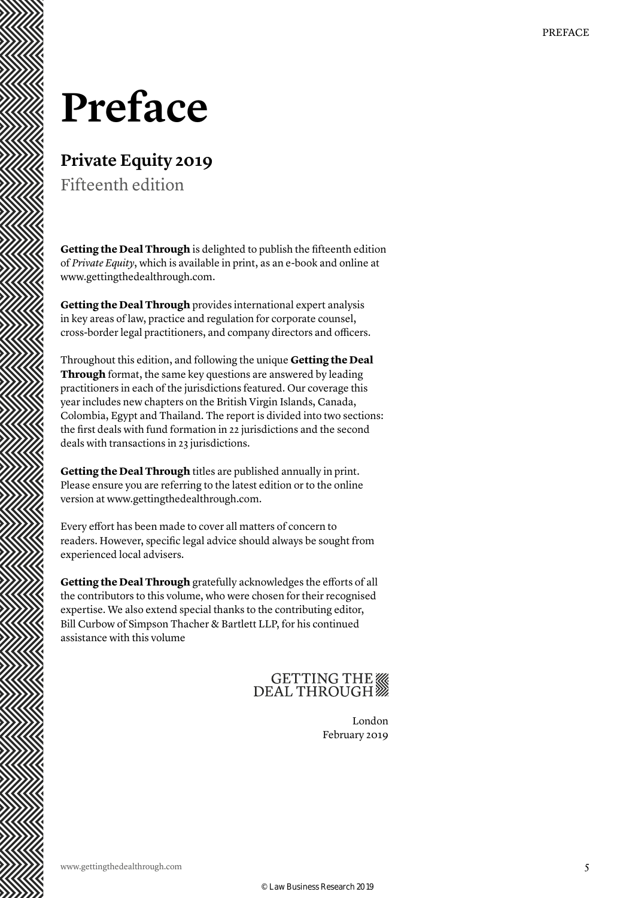# Preface

## Private Equity 2019

Fifteenth edition

**Getting the Deal Through** is delighted to publish the fifteenth edition of *Private Equity*, which is available in print, as an e-book and online at www.gettingthedealthrough.com.

**Getting the Deal Through** provides international expert analysis in key areas of law, practice and regulation for corporate counsel, cross-border legal practitioners, and company directors and officers.

Throughout this edition, and following the unique **Getting the Deal Through** format, the same key questions are answered by leading practitioners in each of the jurisdictions featured. Our coverage this year includes new chapters on the British Virgin Islands, Canada, Colombia, Egypt and Thailand. The report is divided into two sections: the first deals with fund formation in 22 jurisdictions and the second deals with transactions in 23 jurisdictions.

**Getting the Deal Through** titles are published annually in print. Please ensure you are referring to the latest edition or to the online version at www.gettingthedealthrough.com.

Every effort has been made to cover all matters of concern to readers. However, specific legal advice should always be sought from experienced local advisers.

**Getting the Deal Through** gratefully acknowledges the efforts of all the contributors to this volume, who were chosen for their recognised expertise. We also extend special thanks to the contributing editor, Bill Curbow of Simpson Thacher & Bartlett LLP, for his continued assistance with this volume

GETTING THE DEAL THROUGH

London
February 2019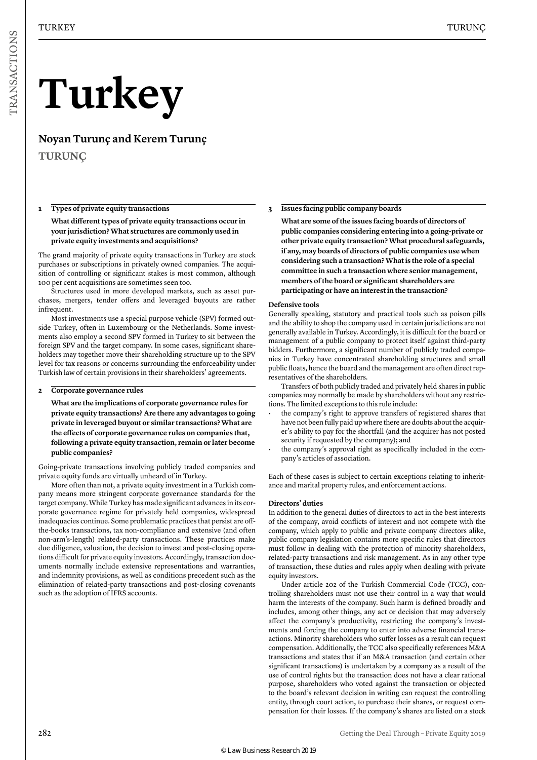# Turkey

## Noyan Turunç and Kerem Turunç

**TURUNÇ**

### 1 Types of private equity transactions

**What different types of private equity transactions occur in your jurisdiction? What structures are commonly used in private equity investments and acquisitions?**

The grand majority of private equity transactions in Turkey are stock purchases or subscriptions in privately owned companies. The acquisition of controlling or significant stakes is most common, although 100 per cent acquisitions are sometimes seen too.

Structures used in more developed markets, such as asset purchases, mergers, tender offers and leveraged buyouts are rather infrequent.

Most investments use a special purpose vehicle (SPV) formed outside Turkey, often in Luxembourg or the Netherlands. Some investments also employ a second SPV formed in Turkey to sit between the foreign SPV and the target company. In some cases, significant shareholders may together move their shareholding structure up to the SPV level for tax reasons or concerns surrounding the enforceability under Turkish law of certain provisions in their shareholders' agreements.

### 2 Corporate governance rules

**What are the implications of corporate governance rules for private equity transactions? Are there any advantages to going private in leveraged buyout or similar transactions? What are the effects of corporate governance rules on companies that, following a private equity transaction, remain or later become public companies?**

Going-private transactions involving publicly traded companies and private equity funds are virtually unheard of in Turkey.

More often than not, a private equity investment in a Turkish company means more stringent corporate governance standards for the target company. While Turkey has made significant advances in its corporate governance regime for privately held companies, widespread inadequacies continue. Some problematic practices that persist are off-the-books transactions, tax non-compliance and extensive (and often non-arm's-length) related-party transactions. These practices make due diligence, valuation, the decision to invest and post-closing operations difficult for private equity investors. Accordingly, transaction documents normally include extensive representations and warranties, and indemnity provisions, as well as conditions precedent such as the elimination of related-party transactions and post-closing covenants such as the adoption of IFRS accounts.

### 3 Issues facing public company boards

**What are some of the issues facing boards of directors of public companies considering entering into a going-private or other private equity transaction? What procedural safeguards, if any, may boards of directors of public companies use when considering such a transaction? What is the role of a special committee in such a transaction where senior management, members of the board or significant shareholders are participating or have an interest in the transaction?**

#### Defensive tools

Generally speaking, statutory and practical tools such as poison pills and the ability to shop the company used in certain jurisdictions are not generally available in Turkey. Accordingly, it is difficult for the board or management of a public company to protect itself against third-party bidders. Furthermore, a significant number of publicly traded companies in Turkey have concentrated shareholding structures and small public floats, hence the board and the management are often direct representatives of the shareholders.

Transfers of both publicly traded and privately held shares in public companies may normally be made by shareholders without any restrictions. The limited exceptions to this rule include:

- the company's right to approve transfers of registered shares that have not been fully paid up where there are doubts about the acquirer's ability to pay for the shortfall (and the acquirer has not posted security if requested by the company); and
- the company's approval right as specifically included in the company's articles of association.

Each of these cases is subject to certain exceptions relating to inheritance and marital property rules, and enforcement actions.

#### Directors' duties

In addition to the general duties of directors to act in the best interests of the company, avoid conflicts of interest and not compete with the company, which apply to public and private company directors alike, public company legislation contains more specific rules that directors must follow in dealing with the protection of minority shareholders, related-party transactions and risk management. As in any other type of transaction, these duties and rules apply when dealing with private equity investors.

Under article 202 of the Turkish Commercial Code (TCC), controlling shareholders must not use their control in a way that would harm the interests of the company. Such harm is defined broadly and includes, among other things, any act or decision that may adversely affect the company's productivity, restricting the company's investments and forcing the company to enter into adverse financial transactions. Minority shareholders who suffer losses as a result can request compensation. Additionally, the TCC also specifically references M&A transactions and states that if an M&A transaction (and certain other significant transactions) is undertaken by a company as a result of the use of control rights but the transaction does not have a clear rational purpose, shareholders who voted against the transaction or objected to the board's relevant decision in writing can request the controlling entity, through court action, to purchase their shares, or request compensation for their losses. If the company's shares are listed on a stock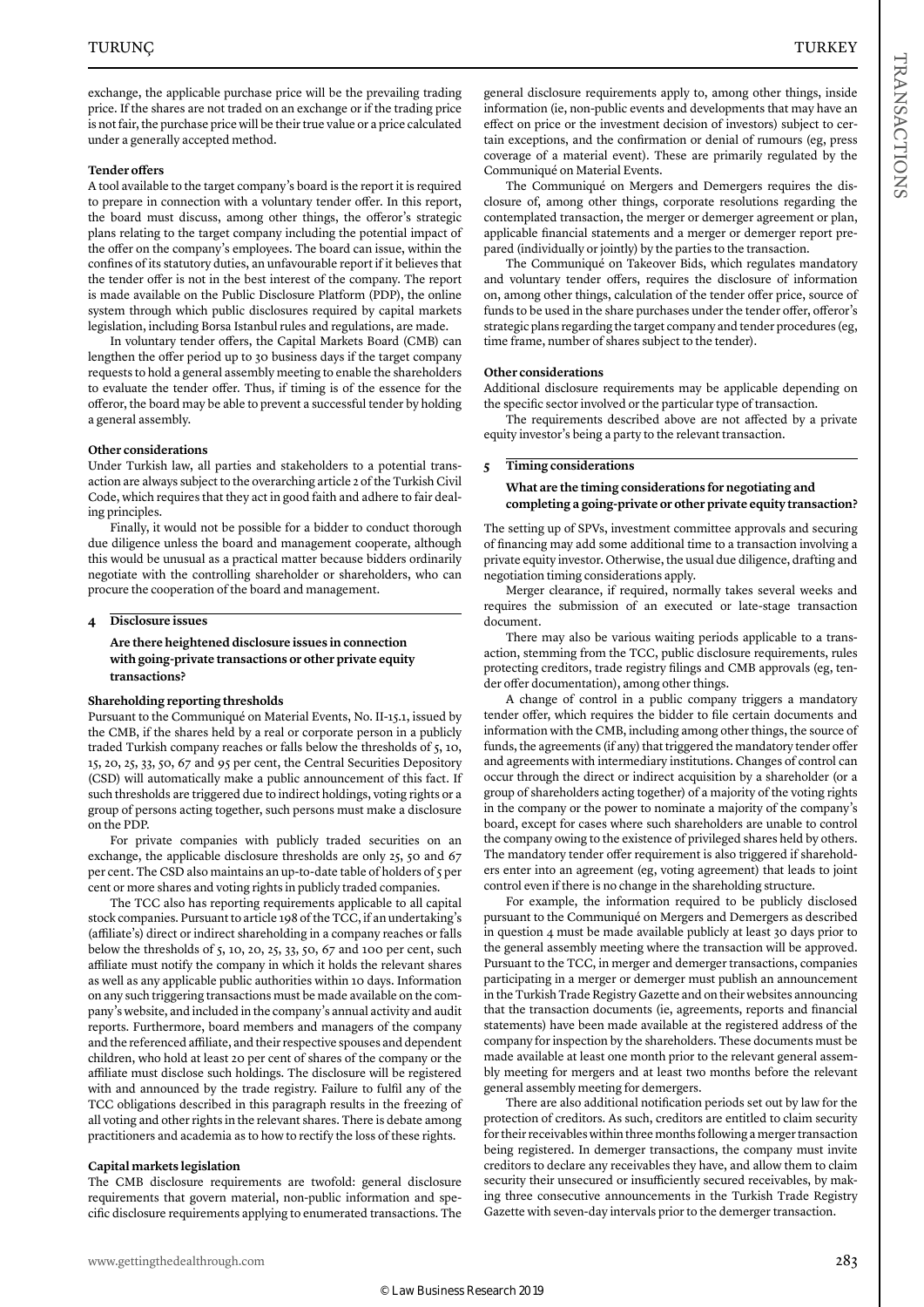exchange, the applicable purchase price will be the prevailing trading price. If the shares are not traded on an exchange or if the trading price is not fair, the purchase price will be their true value or a price calculated under a generally accepted method.

**Tender offers**

A tool available to the target company's board is the report it is required to prepare in connection with a voluntary tender offer. In this report, the board must discuss, among other things, the offeror's strategic plans relating to the target company including the potential impact of the offer on the company's employees. The board can issue, within the confines of its statutory duties, an unfavourable report if it believes that the tender offer is not in the best interest of the company. The report is made available on the Public Disclosure Platform (PDP), the online system through which public disclosures required by capital markets legislation, including Borsa Istanbul rules and regulations, are made.

In voluntary tender offers, the Capital Markets Board (CMB) can lengthen the offer period up to 30 business days if the target company requests to hold a general assembly meeting to enable the shareholders to evaluate the tender offer. Thus, if timing is of the essence for the offeror, the board may be able to prevent a successful tender by holding a general assembly.

**Other considerations**

Under Turkish law, all parties and stakeholders to a potential transaction are always subject to the overarching article 2 of the Turkish Civil Code, which requires that they act in good faith and adhere to fair dealing principles.

Finally, it would not be possible for a bidder to conduct thorough due diligence unless the board and management cooperate, although this would be unusual as a practical matter because bidders ordinarily negotiate with the controlling shareholder or shareholders, who can procure the cooperation of the board and management.

## 4 Disclosure issues

**Are there heightened disclosure issues in connection with going-private transactions or other private equity transactions?**

**Shareholding reporting thresholds**

Pursuant to the Communiqué on Material Events, No. II-15.1, issued by the CMB, if the shares held by a real or corporate person in a publicly traded Turkish company reaches or falls below the thresholds of 5, 10, 15, 20, 25, 33, 50, 67 and 95 per cent, the Central Securities Depository (CSD) will automatically make a public announcement of this fact. If such thresholds are triggered due to indirect holdings, voting rights or a group of persons acting together, such persons must make a disclosure on the PDP.

For private companies with publicly traded securities on an exchange, the applicable disclosure thresholds are only 25, 50 and 67 per cent. The CSD also maintains an up-to-date table of holders of 5 per cent or more shares and voting rights in publicly traded companies.

The TCC also has reporting requirements applicable to all capital stock companies. Pursuant to article 198 of the TCC, if an undertaking's (affiliate's) direct or indirect shareholding in a company reaches or falls below the thresholds of 5, 10, 20, 25, 33, 50, 67 and 100 per cent, such affiliate must notify the company in which it holds the relevant shares as well as any applicable public authorities within 10 days. Information on any such triggering transactions must be made available on the company's website, and included in the company's annual activity and audit reports. Furthermore, board members and managers of the company and the referenced affiliate, and their respective spouses and dependent children, who hold at least 20 per cent of shares of the company or the affiliate must disclose such holdings. The disclosure will be registered with and announced by the trade registry. Failure to fulfil any of the TCC obligations described in this paragraph results in the freezing of all voting and other rights in the relevant shares. There is debate among practitioners and academia as to how to rectify the loss of these rights.

**Capital markets legislation**

The CMB disclosure requirements are twofold: general disclosure requirements that govern material, non-public information and specific disclosure requirements applying to enumerated transactions. The general disclosure requirements apply to, among other things, inside information (ie, non-public events and developments that may have an effect on price or the investment decision of investors) subject to certain exceptions, and the confirmation or denial of rumours (eg, press coverage of a material event). These are primarily regulated by the Communiqué on Material Events.

The Communiqué on Mergers and Demergers requires the disclosure of, among other things, corporate resolutions regarding the contemplated transaction, the merger or demerger agreement or plan, applicable financial statements and a merger or demerger report prepared (individually or jointly) by the parties to the transaction.

The Communiqué on Takeover Bids, which regulates mandatory and voluntary tender offers, requires the disclosure of information on, among other things, calculation of the tender offer price, source of funds to be used in the share purchases under the tender offer, offeror's strategic plans regarding the target company and tender procedures (eg, time frame, number of shares subject to the tender).

**Other considerations**

Additional disclosure requirements may be applicable depending on the specific sector involved or the particular type of transaction.

The requirements described above are not affected by a private equity investor's being a party to the relevant transaction.

## 5 Timing considerations

**What are the timing considerations for negotiating and completing a going-private or other private equity transaction?**

The setting up of SPVs, investment committee approvals and securing of financing may add some additional time to a transaction involving a private equity investor. Otherwise, the usual due diligence, drafting and negotiation timing considerations apply.

Merger clearance, if required, normally takes several weeks and requires the submission of an executed or late-stage transaction document.

There may also be various waiting periods applicable to a transaction, stemming from the TCC, public disclosure requirements, rules protecting creditors, trade registry filings and CMB approvals (eg, tender offer documentation), among other things.

A change of control in a public company triggers a mandatory tender offer, which requires the bidder to file certain documents and information with the CMB, including among other things, the source of funds, the agreements (if any) that triggered the mandatory tender offer and agreements with intermediary institutions. Changes of control can occur through the direct or indirect acquisition by a shareholder (or a group of shareholders acting together) of a majority of the voting rights in the company or the power to nominate a majority of the company's board, except for cases where such shareholders are unable to control the company owing to the existence of privileged shares held by others. The mandatory tender offer requirement is also triggered if shareholders enter into an agreement (eg, voting agreement) that leads to joint control even if there is no change in the shareholding structure.

For example, the information required to be publicly disclosed pursuant to the Communiqué on Mergers and Demergers as described in question 4 must be made available publicly at least 30 days prior to the general assembly meeting where the transaction will be approved. Pursuant to the TCC, in merger and demerger transactions, companies participating in a merger or demerger must publish an announcement in the Turkish Trade Registry Gazette and on their websites announcing that the transaction documents (ie, agreements, reports and financial statements) have been made available at the registered address of the company for inspection by the shareholders. These documents must be made available at least one month prior to the relevant general assembly meeting for mergers and at least two months before the relevant general assembly meeting for demergers.

There are also additional notification periods set out by law for the protection of creditors. As such, creditors are entitled to claim security for their receivables within three months following a merger transaction being registered. In demerger transactions, the company must invite creditors to declare any receivables they have, and allow them to claim security their unsecured or insufficiently secured receivables, by making three consecutive announcements in the Turkish Trade Registry Gazette with seven-day intervals prior to the demerger transaction.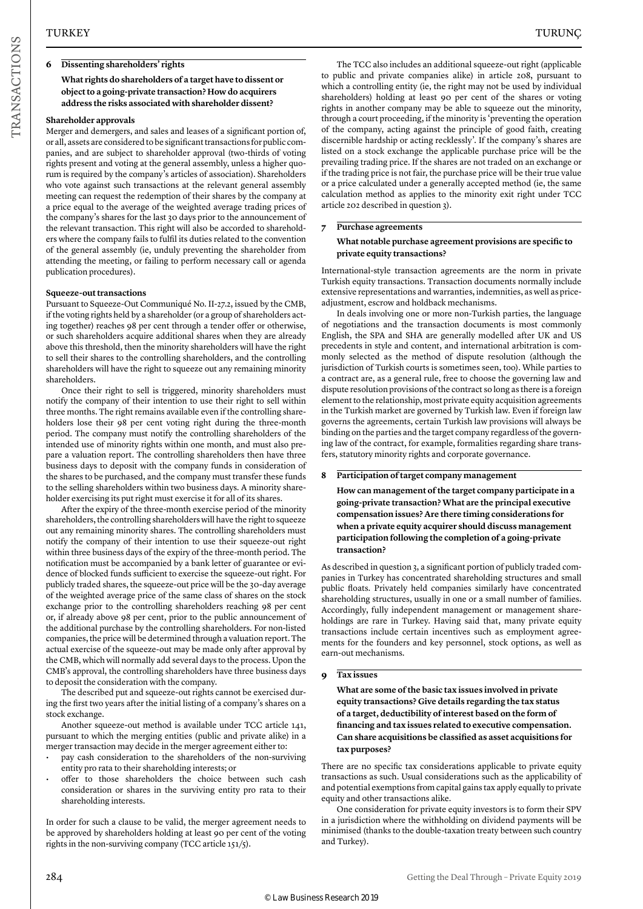## 6 Dissenting shareholders' rights

**What rights do shareholders of a target have to dissent or object to a going-private transaction? How do acquirers address the risks associated with shareholder dissent?**

### Shareholder approvals

Merger and demergers, and sales and leases of a significant portion of, or all, assets are considered to be significant transactions for public companies, and are subject to shareholder approval (two-thirds of voting rights present and voting at the general assembly, unless a higher quorum is required by the company's articles of association). Shareholders who vote against such transactions at the relevant general assembly meeting can request the redemption of their shares by the company at a price equal to the average of the weighted average trading prices of the company's shares for the last 30 days prior to the announcement of the relevant transaction. This right will also be accorded to shareholders where the company fails to fulfil its duties related to the convention of the general assembly (ie, unduly preventing the shareholder from attending the meeting, or failing to perform necessary call or agenda publication procedures).

### Squeeze-out transactions

Pursuant to Squeeze-Out Communiqué No. II-27.2, issued by the CMB, if the voting rights held by a shareholder (or a group of shareholders acting together) reaches 98 per cent through a tender offer or otherwise, or such shareholders acquire additional shares when they are already above this threshold, then the minority shareholders will have the right to sell their shares to the controlling shareholders, and the controlling shareholders will have the right to squeeze out any remaining minority shareholders.

Once their right to sell is triggered, minority shareholders must notify the company of their intention to use their right to sell within three months. The right remains available even if the controlling shareholders lose their 98 per cent voting right during the three-month period. The company must notify the controlling shareholders of the intended use of minority rights within one month, and must also prepare a valuation report. The controlling shareholders then have three business days to deposit with the company funds in consideration of the shares to be purchased, and the company must transfer these funds to the selling shareholders within two business days. A minority shareholder exercising its put right must exercise it for all of its shares.

After the expiry of the three-month exercise period of the minority shareholders, the controlling shareholders will have the right to squeeze out any remaining minority shares. The controlling shareholders must notify the company of their intention to use their squeeze-out right within three business days of the expiry of the three-month period. The notification must be accompanied by a bank letter of guarantee or evidence of blocked funds sufficient to exercise the squeeze-out right. For publicly traded shares, the squeeze-out price will be the 30-day average of the weighted average price of the same class of shares on the stock exchange prior to the controlling shareholders reaching 98 per cent or, if already above 98 per cent, prior to the public announcement of the additional purchase by the controlling shareholders. For non-listed companies, the price will be determined through a valuation report. The actual exercise of the squeeze-out may be made only after approval by the CMB, which will normally add several days to the process. Upon the CMB's approval, the controlling shareholders have three business days to deposit the consideration with the company.

The described put and squeeze-out rights cannot be exercised during the first two years after the initial listing of a company's shares on a stock exchange.

Another squeeze-out method is available under TCC article 141, pursuant to which the merging entities (public and private alike) in a merger transaction may decide in the merger agreement either to:

- pay cash consideration to the shareholders of the non-surviving entity pro rata to their shareholding interests; or
- offer to those shareholders the choice between such cash consideration or shares in the surviving entity pro rata to their shareholding interests.

In order for such a clause to be valid, the merger agreement needs to be approved by shareholders holding at least 90 per cent of the voting rights in the non-surviving company (TCC article 151/5).

The TCC also includes an additional squeeze-out right (applicable to public and private companies alike) in article 208, pursuant to which a controlling entity (ie, the right may not be used by individual shareholders) holding at least 90 per cent of the shares or voting rights in another company may be able to squeeze out the minority, through a court proceeding, if the minority is 'preventing the operation of the company, acting against the principle of good faith, creating discernible hardship or acting recklessly'. If the company's shares are listed on a stock exchange the applicable purchase price will be the prevailing trading price. If the shares are not traded on an exchange or if the trading price is not fair, the purchase price will be their true value or a price calculated under a generally accepted method (ie, the same calculation method as applies to the minority exit right under TCC article 202 described in question 3).

## 7 Purchase agreements

**What notable purchase agreement provisions are specific to private equity transactions?**

International-style transaction agreements are the norm in private Turkish equity transactions. Transaction documents normally include extensive representations and warranties, indemnities, as well as price-adjustment, escrow and holdback mechanisms.

In deals involving one or more non-Turkish parties, the language of negotiations and the transaction documents is most commonly English, the SPA and SHA are generally modelled after UK and US precedents in style and content, and international arbitration is commonly selected as the method of dispute resolution (although the jurisdiction of Turkish courts is sometimes seen, too). While parties to a contract are, as a general rule, free to choose the governing law and dispute resolution provisions of the contract so long as there is a foreign element to the relationship, most private equity acquisition agreements in the Turkish market are governed by Turkish law. Even if foreign law governs the agreements, certain Turkish law provisions will always be binding on the parties and the target company regardless of the governing law of the contract, for example, formalities regarding share transfers, statutory minority rights and corporate governance.

## 8 Participation of target company management

**How can management of the target company participate in a going-private transaction? What are the principal executive compensation issues? Are there timing considerations for when a private equity acquirer should discuss management participation following the completion of a going-private transaction?**

As described in question 3, a significant portion of publicly traded companies in Turkey has concentrated shareholding structures and small public floats. Privately held companies similarly have concentrated shareholding structures, usually in one or a small number of families. Accordingly, fully independent management or management shareholdings are rare in Turkey. Having said that, many private equity transactions include certain incentives such as employment agreements for the founders and key personnel, stock options, as well as earn-out mechanisms.

## 9 Tax issues

**What are some of the basic tax issues involved in private equity transactions? Give details regarding the tax status of a target, deductibility of interest based on the form of financing and tax issues related to executive compensation. Can share acquisitions be classified as asset acquisitions for tax purposes?**

There are no specific tax considerations applicable to private equity transactions as such. Usual considerations such as the applicability of and potential exemptions from capital gains tax apply equally to private equity and other transactions alike.

One consideration for private equity investors is to form their SPV in a jurisdiction where the withholding on dividend payments will be minimised (thanks to the double-taxation treaty between such country and Turkey).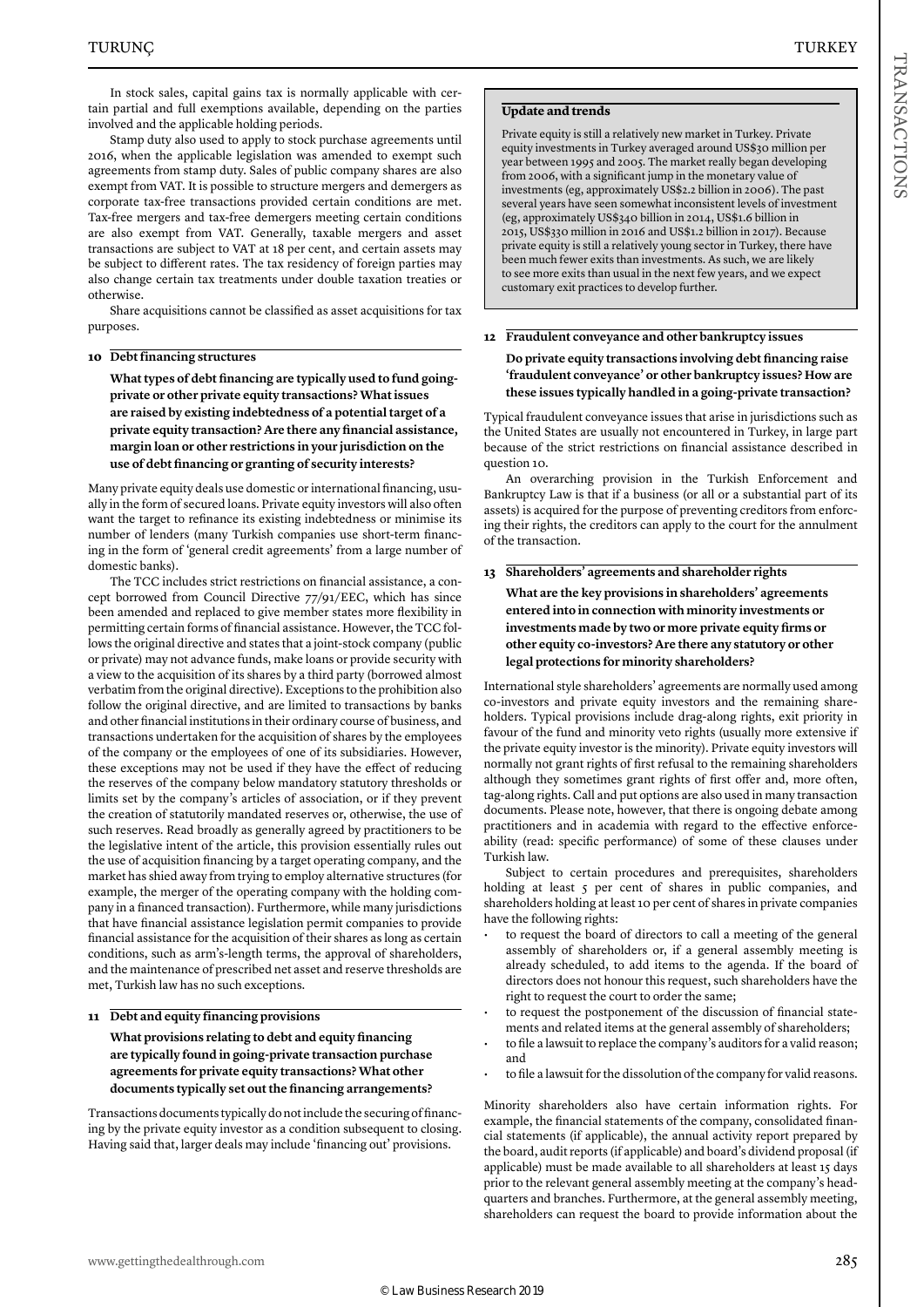In stock sales, capital gains tax is normally applicable with certain partial and full exemptions available, depending on the parties involved and the applicable holding periods.

Stamp duty also used to apply to stock purchase agreements until 2016, when the applicable legislation was amended to exempt such agreements from stamp duty. Sales of public company shares are also exempt from VAT. It is possible to structure mergers and demergers as corporate tax-free transactions provided certain conditions are met. Tax-free mergers and tax-free demergers meeting certain conditions are also exempt from VAT. Generally, taxable mergers and asset transactions are subject to VAT at 18 per cent, and certain assets may be subject to different rates. The tax residency of foreign parties may also change certain tax treatments under double taxation treaties or otherwise.

Share acquisitions cannot be classified as asset acquisitions for tax purposes.

## 10 Debt financing structures

**What types of debt financing are typically used to fund going-private or other private equity transactions? What issues are raised by existing indebtedness of a potential target of a private equity transaction? Are there any financial assistance, margin loan or other restrictions in your jurisdiction on the use of debt financing or granting of security interests?**

Many private equity deals use domestic or international financing, usually in the form of secured loans. Private equity investors will also often want the target to refinance its existing indebtedness or minimise its number of lenders (many Turkish companies use short-term financing in the form of 'general credit agreements' from a large number of domestic banks).

The TCC includes strict restrictions on financial assistance, a concept borrowed from Council Directive 77/91/EEC, which has since been amended and replaced to give member states more flexibility in permitting certain forms of financial assistance. However, the TCC follows the original directive and states that a joint-stock company (public or private) may not advance funds, make loans or provide security with a view to the acquisition of its shares by a third party (borrowed almost verbatim from the original directive). Exceptions to the prohibition also follow the original directive, and are limited to transactions by banks and other financial institutions in their ordinary course of business, and transactions undertaken for the acquisition of shares by the employees of the company or the employees of one of its subsidiaries. However, these exceptions may not be used if they have the effect of reducing the reserves of the company below mandatory statutory thresholds or limits set by the company's articles of association, or if they prevent the creation of statutorily mandated reserves or, otherwise, the use of such reserves. Read broadly as generally agreed by practitioners to be the legislative intent of the article, this provision essentially rules out the use of acquisition financing by a target operating company, and the market has shied away from trying to employ alternative structures (for example, the merger of the operating company with the holding company in a financed transaction). Furthermore, while many jurisdictions that have financial assistance legislation permit companies to provide financial assistance for the acquisition of their shares as long as certain conditions, such as arm's-length terms, the approval of shareholders, and the maintenance of prescribed net asset and reserve thresholds are met, Turkish law has no such exceptions.

## 11 Debt and equity financing provisions

**What provisions relating to debt and equity financing are typically found in going-private transaction purchase agreements for private equity transactions? What other documents typically set out the financing arrangements?**

Transactions documents typically do not include the securing of financing by the private equity investor as a condition subsequent to closing. Having said that, larger deals may include 'financing out' provisions.

> **Update and trends**
>
> Private equity is still a relatively new market in Turkey. Private equity investments in Turkey averaged around US$30 million per year between 1995 and 2005. The market really began developing from 2006, with a significant jump in the monetary value of investments (eg, approximately US$2.2 billion in 2006). The past several years have seen somewhat inconsistent levels of investment (eg, approximately US$340 billion in 2014, US$1.6 billion in 2015, US$330 million in 2016 and US$1.2 billion in 2017). Because private equity is still a relatively young sector in Turkey, there have been much fewer exits than investments. As such, we are likely to see more exits than usual in the next few years, and we expect customary exit practices to develop further.

## 12 Fraudulent conveyance and other bankruptcy issues

**Do private equity transactions involving debt financing raise 'fraudulent conveyance' or other bankruptcy issues? How are these issues typically handled in a going-private transaction?**

Typical fraudulent conveyance issues that arise in jurisdictions such as the United States are usually not encountered in Turkey, in large part because of the strict restrictions on financial assistance described in question 10.

An overarching provision in the Turkish Enforcement and Bankruptcy Law is that if a business (or all or a substantial part of its assets) is acquired for the purpose of preventing creditors from enforcing their rights, the creditors can apply to the court for the annulment of the transaction.

## 13 Shareholders' agreements and shareholder rights

**What are the key provisions in shareholders' agreements entered into in connection with minority investments or investments made by two or more private equity firms or other equity co-investors? Are there any statutory or other legal protections for minority shareholders?**

International style shareholders' agreements are normally used among co-investors and private equity investors and the remaining shareholders. Typical provisions include drag-along rights, exit priority in favour of the fund and minority veto rights (usually more extensive if the private equity investor is the minority). Private equity investors will normally not grant rights of first refusal to the remaining shareholders although they sometimes grant rights of first offer and, more often, tag-along rights. Call and put options are also used in many transaction documents. Please note, however, that there is ongoing debate among practitioners and in academia with regard to the effective enforceability (read: specific performance) of some of these clauses under Turkish law.

Subject to certain procedures and prerequisites, shareholders holding at least 5 per cent of shares in public companies, and shareholders holding at least 10 per cent of shares in private companies have the following rights:

- to request the board of directors to call a meeting of the general assembly of shareholders or, if a general assembly meeting is already scheduled, to add items to the agenda. If the board of directors does not honour this request, such shareholders have the right to request the court to order the same;
- to request the postponement of the discussion of financial statements and related items at the general assembly of shareholders;
- to file a lawsuit to replace the company's auditors for a valid reason; and
- to file a lawsuit for the dissolution of the company for valid reasons.

Minority shareholders also have certain information rights. For example, the financial statements of the company, consolidated financial statements (if applicable), the annual activity report prepared by the board, audit reports (if applicable) and board's dividend proposal (if applicable) must be made available to all shareholders at least 15 days prior to the relevant general assembly meeting at the company's headquarters and branches. Furthermore, at the general assembly meeting, shareholders can request the board to provide information about the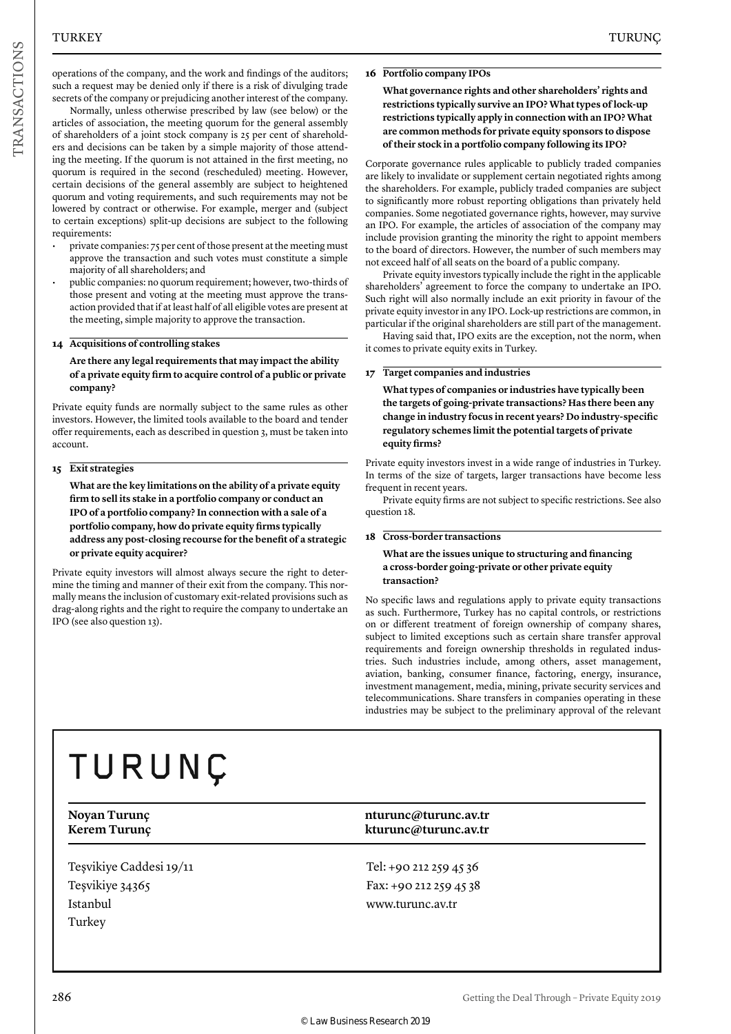operations of the company, and the work and findings of the auditors; such a request may be denied only if there is a risk of divulging trade secrets of the company or prejudicing another interest of the company.

Normally, unless otherwise prescribed by law (see below) or the articles of association, the meeting quorum for the general assembly of shareholders of a joint stock company is 25 per cent of shareholders and decisions can be taken by a simple majority of those attending the meeting. If the quorum is not attained in the first meeting, no quorum is required in the second (rescheduled) meeting. However, certain decisions of the general assembly are subject to heightened quorum and voting requirements, and such requirements may not be lowered by contract or otherwise. For example, merger and (subject to certain exceptions) split-up decisions are subject to the following requirements:

- private companies: 75 per cent of those present at the meeting must approve the transaction and such votes must constitute a simple majority of all shareholders; and
- public companies: no quorum requirement; however, two-thirds of those present and voting at the meeting must approve the transaction provided that if at least half of all eligible votes are present at the meeting, simple majority to approve the transaction.

### 14 Acquisitions of controlling stakes

**Are there any legal requirements that may impact the ability of a private equity firm to acquire control of a public or private company?**

Private equity funds are normally subject to the same rules as other investors. However, the limited tools available to the board and tender offer requirements, each as described in question 3, must be taken into account.

### 15 Exit strategies

**What are the key limitations on the ability of a private equity firm to sell its stake in a portfolio company or conduct an IPO of a portfolio company? In connection with a sale of a portfolio company, how do private equity firms typically address any post-closing recourse for the benefit of a strategic or private equity acquirer?**

Private equity investors will almost always secure the right to determine the timing and manner of their exit from the company. This normally means the inclusion of customary exit-related provisions such as drag-along rights and the right to require the company to undertake an IPO (see also question 13).

### 16 Portfolio company IPOs

**What governance rights and other shareholders' rights and restrictions typically survive an IPO? What types of lock-up restrictions typically apply in connection with an IPO? What are common methods for private equity sponsors to dispose of their stock in a portfolio company following its IPO?**

Corporate governance rules applicable to publicly traded companies are likely to invalidate or supplement certain negotiated rights among the shareholders. For example, publicly traded companies are subject to significantly more robust reporting obligations than privately held companies. Some negotiated governance rights, however, may survive an IPO. For example, the articles of association of the company may include provision granting the minority the right to appoint members to the board of directors. However, the number of such members may not exceed half of all seats on the board of a public company.

Private equity investors typically include the right in the applicable shareholders' agreement to force the company to undertake an IPO. Such right will also normally include an exit priority in favour of the private equity investor in any IPO. Lock-up restrictions are common, in particular if the original shareholders are still part of the management.

Having said that, IPO exits are the exception, not the norm, when it comes to private equity exits in Turkey.

### 17 Target companies and industries

**What types of companies or industries have typically been the targets of going-private transactions? Has there been any change in industry focus in recent years? Do industry-specific regulatory schemes limit the potential targets of private equity firms?**

Private equity investors invest in a wide range of industries in Turkey. In terms of the size of targets, larger transactions have become less frequent in recent years.

Private equity firms are not subject to specific restrictions. See also question 18.

### 18 Cross-border transactions

**What are the issues unique to structuring and financing a cross-border going-private or other private equity transaction?**

No specific laws and regulations apply to private equity transactions as such. Furthermore, Turkey has no capital controls, or restrictions on or different treatment of foreign ownership of company shares, subject to limited exceptions such as certain share transfer approval requirements and foreign ownership thresholds in regulated industries. Such industries include, among others, asset management, aviation, banking, consumer finance, factoring, energy, insurance, investment management, media, mining, private security services and telecommunications. Share transfers in companies operating in these industries may be subject to the preliminary approval of the relevant

---

# TURUNÇ

| | |
|---|---|
| **Noyan Turunç** | **nturunc@turunc.av.tr** |
| **Kerem Turunç** | **kturunc@turunc.av.tr** |

Teşvikiye Caddesi 19/11
Teşvikiye 34365
Istanbul
Turkey

Tel: +90 212 259 45 36
Fax: +90 212 259 45 38
www.turunc.av.tr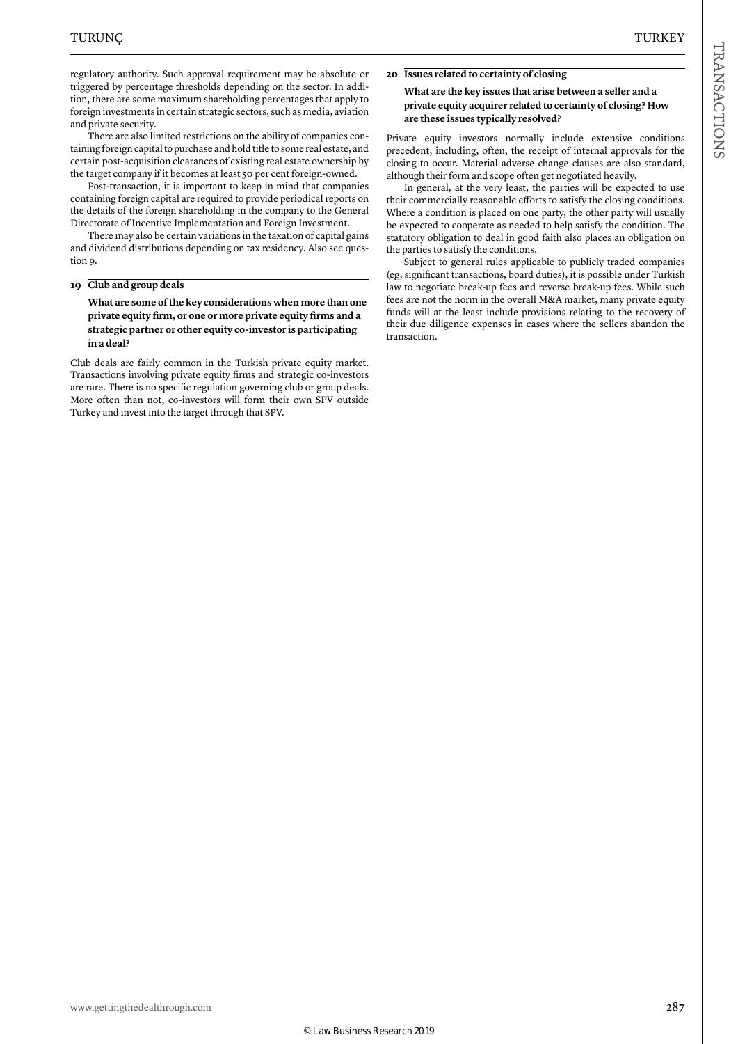regulatory authority. Such approval requirement may be absolute or triggered by percentage thresholds depending on the sector. In addition, there are some maximum shareholding percentages that apply to foreign investments in certain strategic sectors, such as media, aviation and private security.

There are also limited restrictions on the ability of companies containing foreign capital to purchase and hold title to some real estate, and certain post-acquisition clearances of existing real estate ownership by the target company if it becomes at least 50 per cent foreign-owned.

Post-transaction, it is important to keep in mind that companies containing foreign capital are required to provide periodical reports on the details of the foreign shareholding in the company to the General Directorate of Incentive Implementation and Foreign Investment.

There may also be certain variations in the taxation of capital gains and dividend distributions depending on tax residency. Also see question 9.

### 19 Club and group deals

**What are some of the key considerations when more than one private equity firm, or one or more private equity firms and a strategic partner or other equity co-investor is participating in a deal?**

Club deals are fairly common in the Turkish private equity market. Transactions involving private equity firms and strategic co-investors are rare. There is no specific regulation governing club or group deals. More often than not, co-investors will form their own SPV outside Turkey and invest into the target through that SPV.

### 20 Issues related to certainty of closing

**What are the key issues that arise between a seller and a private equity acquirer related to certainty of closing? How are these issues typically resolved?**

Private equity investors normally include extensive conditions precedent, including, often, the receipt of internal approvals for the closing to occur. Material adverse change clauses are also standard, although their form and scope often get negotiated heavily.

In general, at the very least, the parties will be expected to use their commercially reasonable efforts to satisfy the closing conditions. Where a condition is placed on one party, the other party will usually be expected to cooperate as needed to help satisfy the condition. The statutory obligation to deal in good faith also places an obligation on the parties to satisfy the conditions.

Subject to general rules applicable to publicly traded companies (eg, significant transactions, board duties), it is possible under Turkish law to negotiate break-up fees and reverse break-up fees. While such fees are not the norm in the overall M&A market, many private equity funds will at the least include provisions relating to the recovery of their due diligence expenses in cases where the sellers abandon the transaction.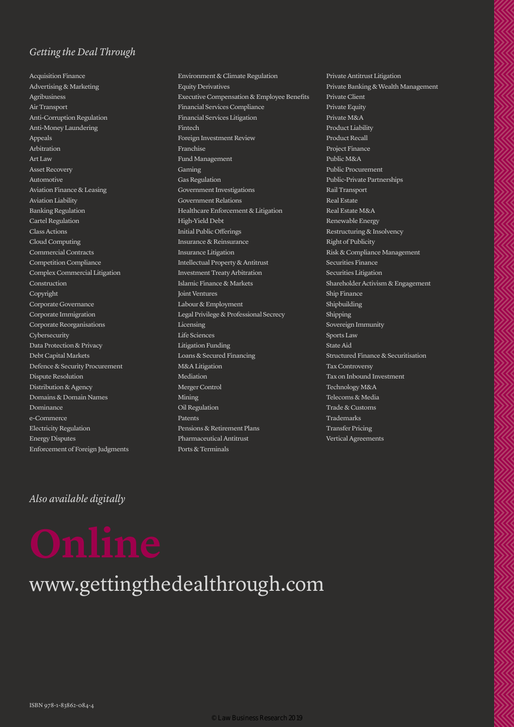*Getting the Deal Through*

- Acquisition Finance
- Advertising & Marketing
- Agribusiness
- Air Transport
- Anti-Corruption Regulation
- Anti-Money Laundering
- Appeals
- Arbitration
- Art Law
- Asset Recovery
- Automotive
- Aviation Finance & Leasing
- Aviation Liability
- Banking Regulation
- Cartel Regulation
- Class Actions
- Cloud Computing
- Commercial Contracts
- Competition Compliance
- Complex Commercial Litigation
- Construction
- Copyright
- Corporate Governance
- Corporate Immigration
- Corporate Reorganisations
- Cybersecurity
- Data Protection & Privacy
- Debt Capital Markets
- Defence & Security Procurement
- Dispute Resolution
- Distribution & Agency
- Domains & Domain Names
- Dominance
- e-Commerce
- Electricity Regulation
- Energy Disputes
- Enforcement of Foreign Judgments
- Environment & Climate Regulation
- Equity Derivatives
- Executive Compensation & Employee Benefits
- Financial Services Compliance
- Financial Services Litigation
- Fintech
- Foreign Investment Review
- Franchise
- Fund Management
- Gaming
- Gas Regulation
- Government Investigations
- Government Relations
- Healthcare Enforcement & Litigation
- High-Yield Debt
- Initial Public Offerings
- Insurance & Reinsurance
- Insurance Litigation
- Intellectual Property & Antitrust
- Investment Treaty Arbitration
- Islamic Finance & Markets
- Joint Ventures
- Labour & Employment
- Legal Privilege & Professional Secrecy
- Licensing
- Life Sciences
- Litigation Funding
- Loans & Secured Financing
- M&A Litigation
- Mediation
- Merger Control
- Mining
- Oil Regulation
- Patents
- Pensions & Retirement Plans
- Pharmaceutical Antitrust
- Ports & Terminals
- Private Antitrust Litigation
- Private Banking & Wealth Management
- Private Client
- Private Equity
- Private M&A
- Product Liability
- Product Recall
- Project Finance
- Public M&A
- Public Procurement
- Public-Private Partnerships
- Rail Transport
- Real Estate
- Real Estate M&A
- Renewable Energy
- Restructuring & Insolvency
- Right of Publicity
- Risk & Compliance Management
- Securities Finance
- Securities Litigation
- Shareholder Activism & Engagement
- Ship Finance
- Shipbuilding
- Shipping
- Sovereign Immunity
- Sports Law
- State Aid
- Structured Finance & Securitisation
- Tax Controversy
- Tax on Inbound Investment
- Technology M&A
- Telecoms & Media
- Trade & Customs
- Trademarks
- Transfer Pricing
- Vertical Agreements

*Also available digitally*

# Online

www.gettingthedealthrough.com

ISBN 978-1-83862-084-4

© Law Business Research 2019